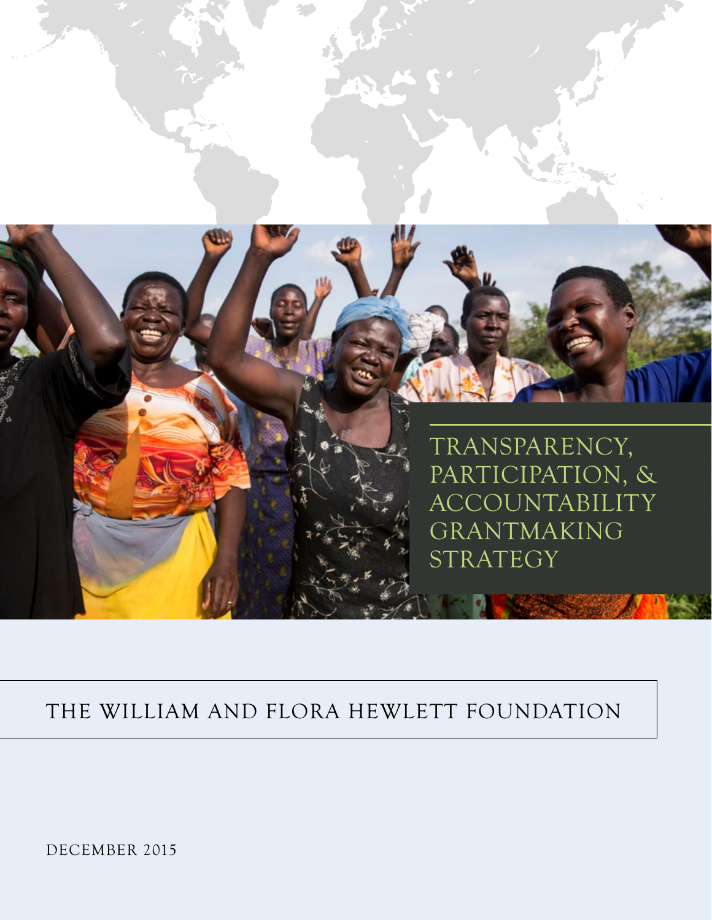# TRANSPARENCY, PARTICIPATION, & ACCOUNTABILITY GRANTMAKING STRATEGY

THE WILLIAM AND FLORA HEWLETT FOUNDATION

DECEMBER 2015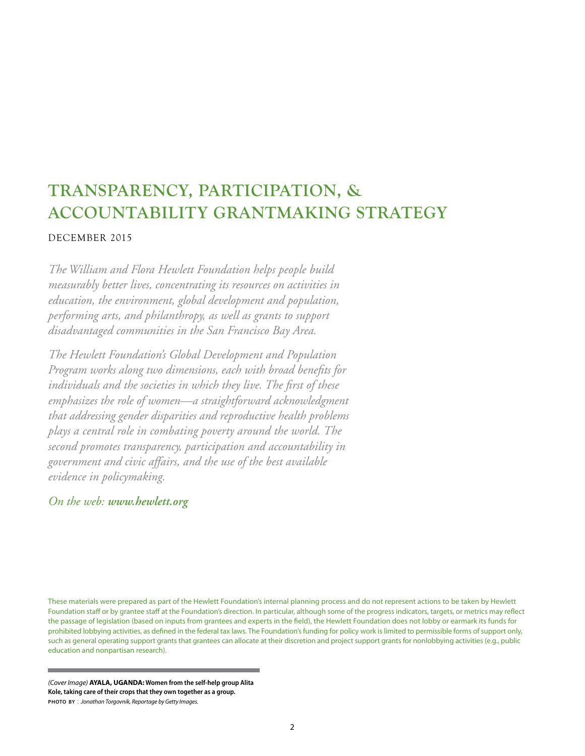# TRANSPARENCY, PARTICIPATION, & ACCOUNTABILITY GRANTMAKING STRATEGY

DECEMBER 2015

*The William and Flora Hewlett Foundation helps people build measurably better lives, concentrating its resources on activities in education, the environment, global development and population, performing arts, and philanthropy, as well as grants to support disadvantaged communities in the San Francisco Bay Area.*

*The Hewlett Foundation's Global Development and Population Program works along two dimensions, each with broad benefits for individuals and the societies in which they live. The first of these emphasizes the role of women—a straightforward acknowledgment that addressing gender disparities and reproductive health problems plays a central role in combating poverty around the world. The second promotes transparency, participation and accountability in government and civic affairs, and the use of the best available evidence in policymaking.*

*On the web:* ***www.hewlett.org***

These materials were prepared as part of the Hewlett Foundation's internal planning process and do not represent actions to be taken by Hewlett Foundation staff or by grantee staff at the Foundation's direction. In particular, although some of the progress indicators, targets, or metrics may reflect the passage of legislation (based on inputs from grantees and experts in the field), the Hewlett Foundation does not lobby or earmark its funds for prohibited lobbying activities, as defined in the federal tax laws. The Foundation's funding for policy work is limited to permissible forms of support only, such as general operating support grants that grantees can allocate at their discretion and project support grants for nonlobbying activities (e.g., public education and nonpartisan research).

*(Cover Image)* **AYALA, UGANDA: Women from the self-help group Alita Kole, taking care of their crops that they own together as a group.**
**PHOTO BY** : *Jonathan Torgovnik, Reportage by Getty Images.*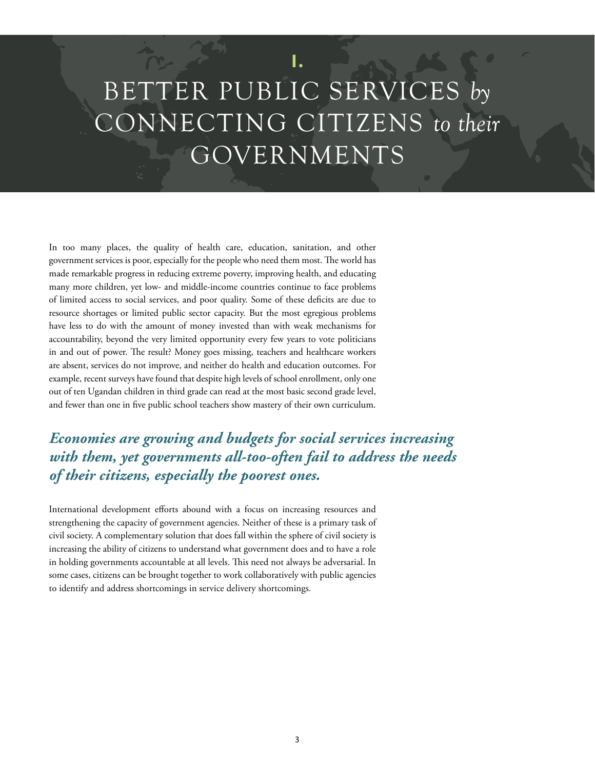# I. BETTER PUBLIC SERVICES *by* CONNECTING CITIZENS *to their* GOVERNMENTS

In too many places, the quality of health care, education, sanitation, and other government services is poor, especially for the people who need them most. The world has made remarkable progress in reducing extreme poverty, improving health, and educating many more children, yet low- and middle-income countries continue to face problems of limited access to social services, and poor quality. Some of these deficits are due to resource shortages or limited public sector capacity. But the most egregious problems have less to do with the amount of money invested than with weak mechanisms for accountability, beyond the very limited opportunity every few years to vote politicians in and out of power. The result? Money goes missing, teachers and healthcare workers are absent, services do not improve, and neither do health and education outcomes. For example, recent surveys have found that despite high levels of school enrollment, only one out of ten Ugandan children in third grade can read at the most basic second grade level, and fewer than one in five public school teachers show mastery of their own curriculum.

***Economies are growing and budgets for social services increasing with them, yet governments all-too-often fail to address the needs of their citizens, especially the poorest ones.***

International development efforts abound with a focus on increasing resources and strengthening the capacity of government agencies. Neither of these is a primary task of civil society. A complementary solution that does fall within the sphere of civil society is increasing the ability of citizens to understand what government does and to have a role in holding governments accountable at all levels. This need not always be adversarial. In some cases, citizens can be brought together to work collaboratively with public agencies to identify and address shortcomings in service delivery shortcomings.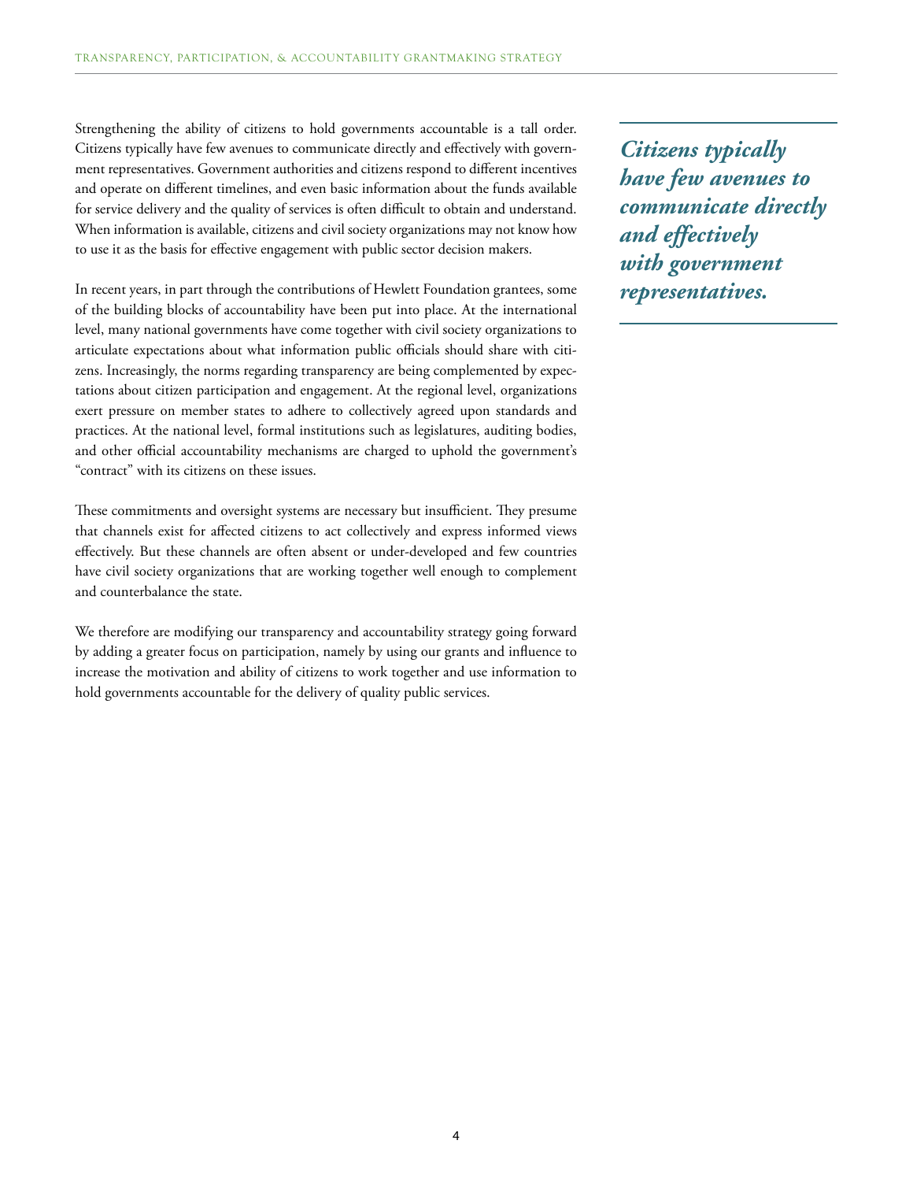Strengthening the ability of citizens to hold governments accountable is a tall order. Citizens typically have few avenues to communicate directly and effectively with government representatives. Government authorities and citizens respond to different incentives and operate on different timelines, and even basic information about the funds available for service delivery and the quality of services is often difficult to obtain and understand. When information is available, citizens and civil society organizations may not know how to use it as the basis for effective engagement with public sector decision makers.

***Citizens typically have few avenues to communicate directly and effectively with government representatives.***

In recent years, in part through the contributions of Hewlett Foundation grantees, some of the building blocks of accountability have been put into place. At the international level, many national governments have come together with civil society organizations to articulate expectations about what information public officials should share with citizens. Increasingly, the norms regarding transparency are being complemented by expectations about citizen participation and engagement. At the regional level, organizations exert pressure on member states to adhere to collectively agreed upon standards and practices. At the national level, formal institutions such as legislatures, auditing bodies, and other official accountability mechanisms are charged to uphold the government's "contract" with its citizens on these issues.

These commitments and oversight systems are necessary but insufficient. They presume that channels exist for affected citizens to act collectively and express informed views effectively. But these channels are often absent or under-developed and few countries have civil society organizations that are working together well enough to complement and counterbalance the state.

We therefore are modifying our transparency and accountability strategy going forward by adding a greater focus on participation, namely by using our grants and influence to increase the motivation and ability of citizens to work together and use information to hold governments accountable for the delivery of quality public services.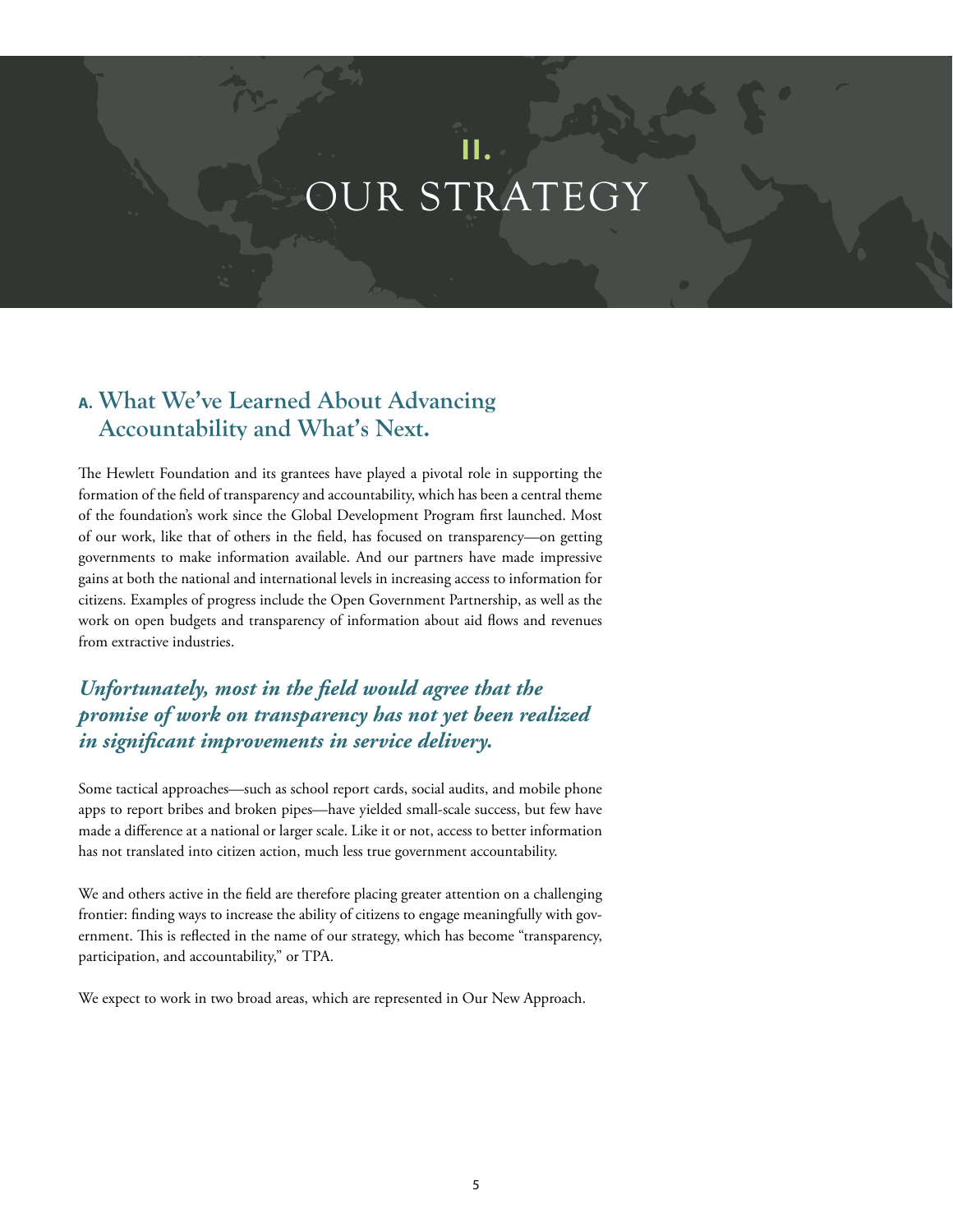# II. OUR STRATEGY

## A. What We've Learned About Advancing Accountability and What's Next.

The Hewlett Foundation and its grantees have played a pivotal role in supporting the formation of the field of transparency and accountability, which has been a central theme of the foundation's work since the Global Development Program first launched. Most of our work, like that of others in the field, has focused on transparency—on getting governments to make information available. And our partners have made impressive gains at both the national and international levels in increasing access to information for citizens. Examples of progress include the Open Government Partnership, as well as the work on open budgets and transparency of information about aid flows and revenues from extractive industries.

***Unfortunately, most in the field would agree that the promise of work on transparency has not yet been realized in significant improvements in service delivery.***

Some tactical approaches—such as school report cards, social audits, and mobile phone apps to report bribes and broken pipes—have yielded small-scale success, but few have made a difference at a national or larger scale. Like it or not, access to better information has not translated into citizen action, much less true government accountability.

We and others active in the field are therefore placing greater attention on a challenging frontier: finding ways to increase the ability of citizens to engage meaningfully with government. This is reflected in the name of our strategy, which has become "transparency, participation, and accountability," or TPA.

We expect to work in two broad areas, which are represented in Our New Approach.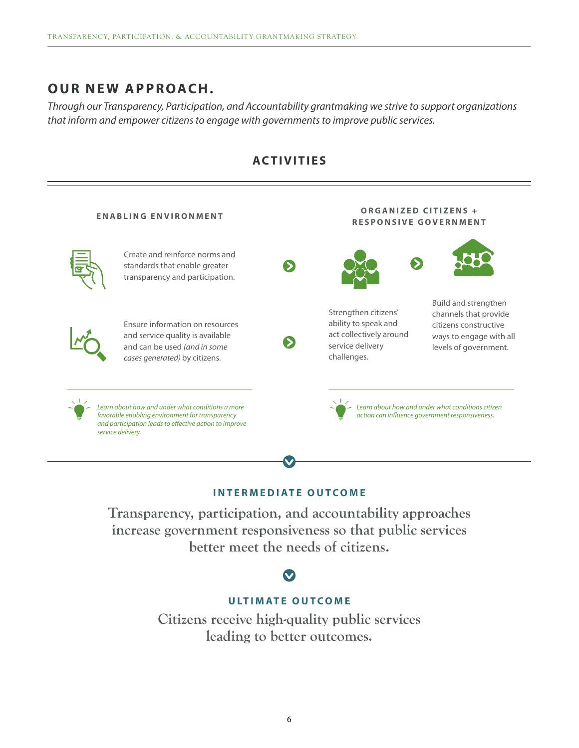## OUR NEW APPROACH.

*Through our Transparency, Participation, and Accountability grantmaking we strive to support organizations that inform and empower citizens to engage with governments to improve public services.*

### ACTIVITIES

#### ENABLING ENVIRONMENT

Create and reinforce norms and standards that enable greater transparency and participation.

Ensure information on resources and service quality is available and can be used *(and in some cases generated)* by citizens.

*Learn about how and under what conditions a more favorable enabling environment for transparency and participation leads to effective action to improve service delivery.*

#### ORGANIZED CITIZENS + RESPONSIVE GOVERNMENT

Strengthen citizens' ability to speak and act collectively around service delivery challenges.

Build and strengthen channels that provide citizens constructive ways to engage with all levels of government.

*Learn about how and under what conditions citizen action can influence government responsiveness.*

### INTERMEDIATE OUTCOME

Transparency, participation, and accountability approaches increase government responsiveness so that public services better meet the needs of citizens.

### ULTIMATE OUTCOME

Citizens receive high-quality public services leading to better outcomes.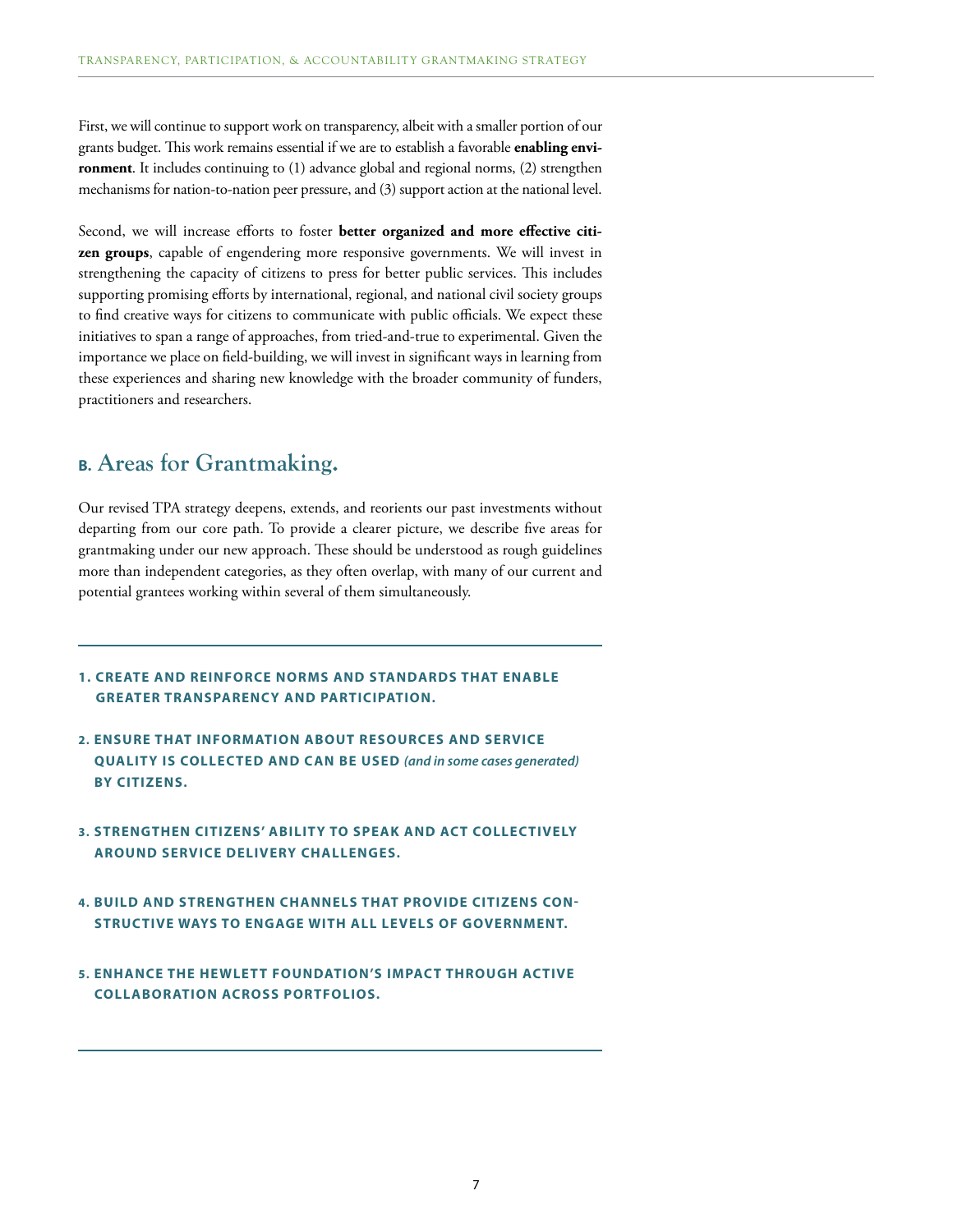First, we will continue to support work on transparency, albeit with a smaller portion of our grants budget. This work remains essential if we are to establish a favorable **enabling environment**. It includes continuing to (1) advance global and regional norms, (2) strengthen mechanisms for nation-to-nation peer pressure, and (3) support action at the national level.

Second, we will increase efforts to foster **better organized and more effective citizen groups**, capable of engendering more responsive governments. We will invest in strengthening the capacity of citizens to press for better public services. This includes supporting promising efforts by international, regional, and national civil society groups to find creative ways for citizens to communicate with public officials. We expect these initiatives to span a range of approaches, from tried-and-true to experimental. Given the importance we place on field-building, we will invest in significant ways in learning from these experiences and sharing new knowledge with the broader community of funders, practitioners and researchers.

## B. Areas for Grantmaking.

Our revised TPA strategy deepens, extends, and reorients our past investments without departing from our core path. To provide a clearer picture, we describe five areas for grantmaking under our new approach. These should be understood as rough guidelines more than independent categories, as they often overlap, with many of our current and potential grantees working within several of them simultaneously.

1. **CREATE AND REINFORCE NORMS AND STANDARDS THAT ENABLE GREATER TRANSPARENCY AND PARTICIPATION.**
2. **ENSURE THAT INFORMATION ABOUT RESOURCES AND SERVICE QUALITY IS COLLECTED AND CAN BE USED** ***(and in some cases generated)*** **BY CITIZENS.**
3. **STRENGTHEN CITIZENS' ABILITY TO SPEAK AND ACT COLLECTIVELY AROUND SERVICE DELIVERY CHALLENGES.**
4. **BUILD AND STRENGTHEN CHANNELS THAT PROVIDE CITIZENS CONSTRUCTIVE WAYS TO ENGAGE WITH ALL LEVELS OF GOVERNMENT.**
5. **ENHANCE THE HEWLETT FOUNDATION'S IMPACT THROUGH ACTIVE COLLABORATION ACROSS PORTFOLIOS.**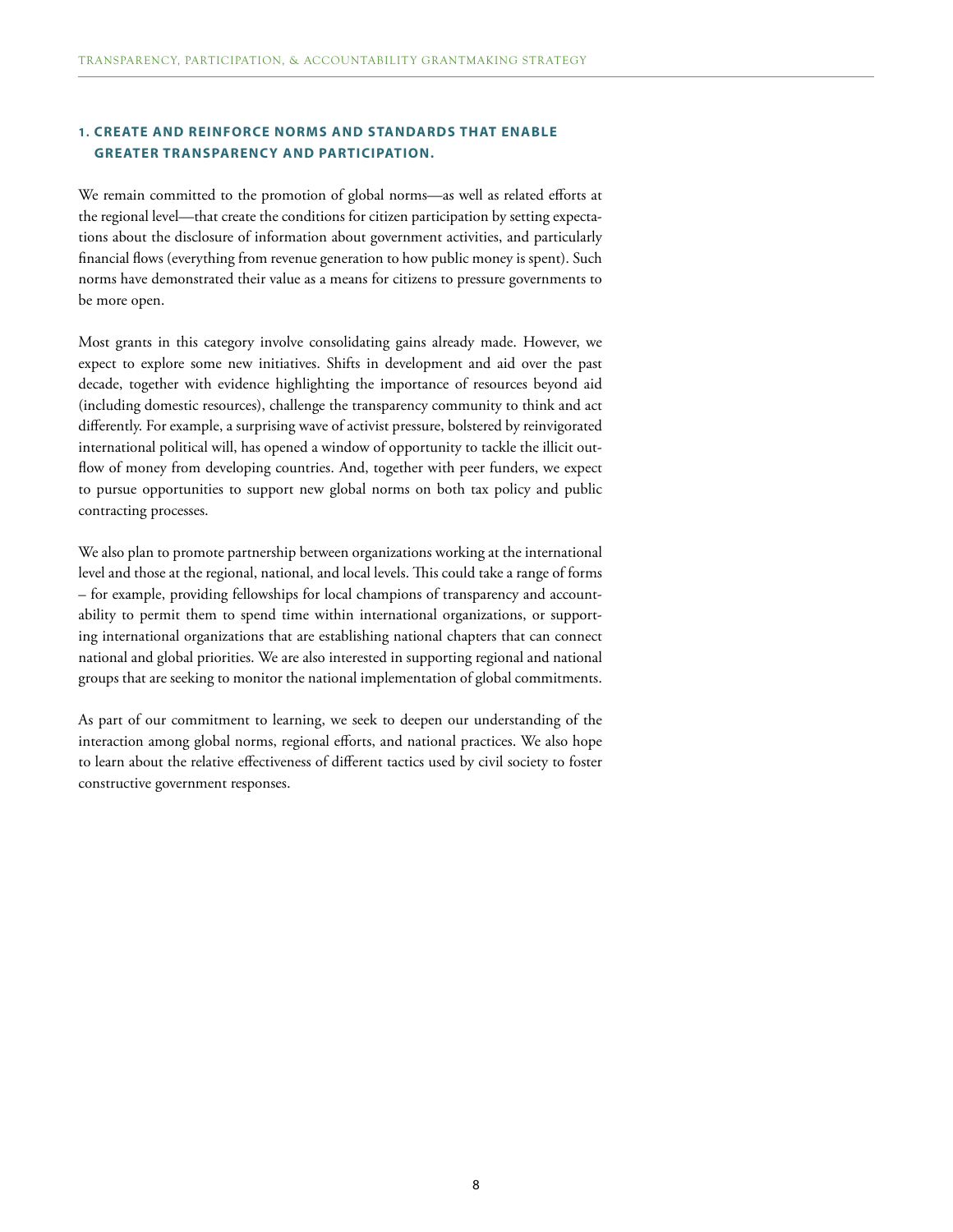### 1. CREATE AND REINFORCE NORMS AND STANDARDS THAT ENABLE GREATER TRANSPARENCY AND PARTICIPATION.

We remain committed to the promotion of global norms—as well as related efforts at the regional level—that create the conditions for citizen participation by setting expectations about the disclosure of information about government activities, and particularly financial flows (everything from revenue generation to how public money is spent). Such norms have demonstrated their value as a means for citizens to pressure governments to be more open.

Most grants in this category involve consolidating gains already made. However, we expect to explore some new initiatives. Shifts in development and aid over the past decade, together with evidence highlighting the importance of resources beyond aid (including domestic resources), challenge the transparency community to think and act differently. For example, a surprising wave of activist pressure, bolstered by reinvigorated international political will, has opened a window of opportunity to tackle the illicit outflow of money from developing countries. And, together with peer funders, we expect to pursue opportunities to support new global norms on both tax policy and public contracting processes.

We also plan to promote partnership between organizations working at the international level and those at the regional, national, and local levels. This could take a range of forms – for example, providing fellowships for local champions of transparency and accountability to permit them to spend time within international organizations, or supporting international organizations that are establishing national chapters that can connect national and global priorities. We are also interested in supporting regional and national groups that are seeking to monitor the national implementation of global commitments.

As part of our commitment to learning, we seek to deepen our understanding of the interaction among global norms, regional efforts, and national practices. We also hope to learn about the relative effectiveness of different tactics used by civil society to foster constructive government responses.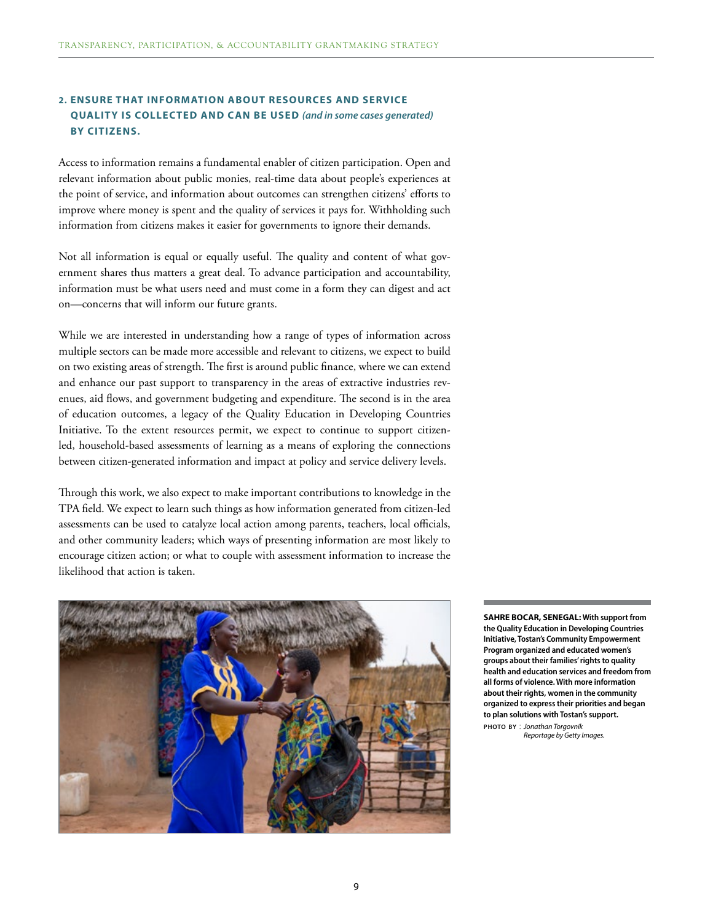## 2. ENSURE THAT INFORMATION ABOUT RESOURCES AND SERVICE QUALITY IS COLLECTED AND CAN BE USED *(and in some cases generated)* BY CITIZENS.

Access to information remains a fundamental enabler of citizen participation. Open and relevant information about public monies, real-time data about people's experiences at the point of service, and information about outcomes can strengthen citizens' efforts to improve where money is spent and the quality of services it pays for. Withholding such information from citizens makes it easier for governments to ignore their demands.

Not all information is equal or equally useful. The quality and content of what government shares thus matters a great deal. To advance participation and accountability, information must be what users need and must come in a form they can digest and act on—concerns that will inform our future grants.

While we are interested in understanding how a range of types of information across multiple sectors can be made more accessible and relevant to citizens, we expect to build on two existing areas of strength. The first is around public finance, where we can extend and enhance our past support to transparency in the areas of extractive industries revenues, aid flows, and government budgeting and expenditure. The second is in the area of education outcomes, a legacy of the Quality Education in Developing Countries Initiative. To the extent resources permit, we expect to continue to support citizen-led, household-based assessments of learning as a means of exploring the connections between citizen-generated information and impact at policy and service delivery levels.

Through this work, we also expect to make important contributions to knowledge in the TPA field. We expect to learn such things as how information generated from citizen-led assessments can be used to catalyze local action among parents, teachers, local officials, and other community leaders; which ways of presenting information are most likely to encourage citizen action; or what to couple with assessment information to increase the likelihood that action is taken.

**SAHRE BOCAR, SENEGAL: With support from the Quality Education in Developing Countries Initiative, Tostan's Community Empowerment Program organized and educated women's groups about their families' rights to quality health and education services and freedom from all forms of violence. With more information about their rights, women in the community organized to express their priorities and began to plan solutions with Tostan's support.**

**PHOTO BY**: *Jonathan Torgovnik Reportage by Getty Images.*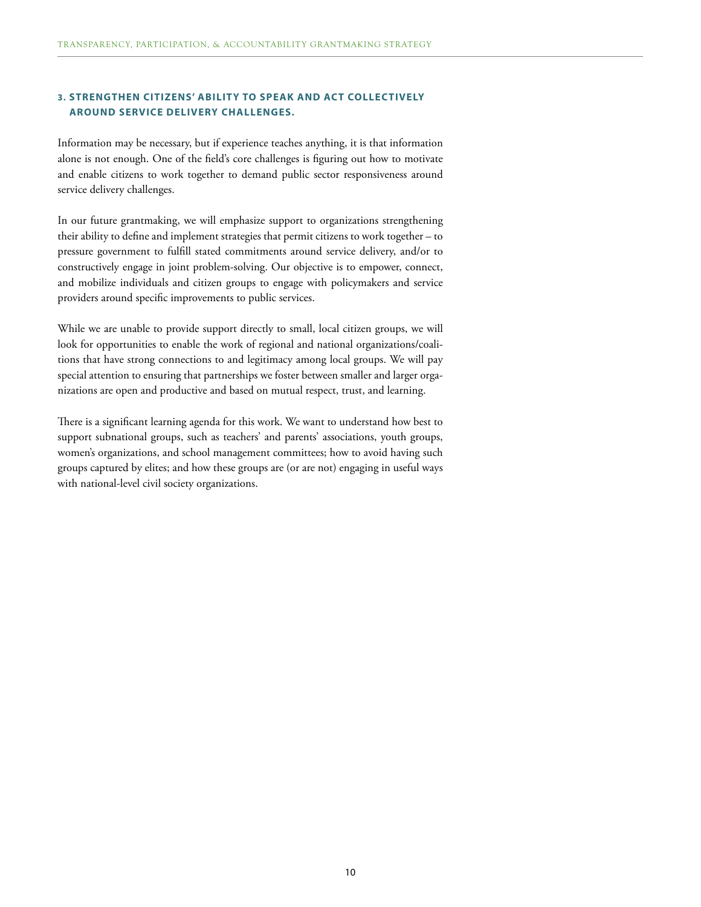### 3. STRENGTHEN CITIZENS' ABILITY TO SPEAK AND ACT COLLECTIVELY AROUND SERVICE DELIVERY CHALLENGES.

Information may be necessary, but if experience teaches anything, it is that information alone is not enough. One of the field's core challenges is figuring out how to motivate and enable citizens to work together to demand public sector responsiveness around service delivery challenges.

In our future grantmaking, we will emphasize support to organizations strengthening their ability to define and implement strategies that permit citizens to work together – to pressure government to fulfill stated commitments around service delivery, and/or to constructively engage in joint problem-solving. Our objective is to empower, connect, and mobilize individuals and citizen groups to engage with policymakers and service providers around specific improvements to public services.

While we are unable to provide support directly to small, local citizen groups, we will look for opportunities to enable the work of regional and national organizations/coalitions that have strong connections to and legitimacy among local groups. We will pay special attention to ensuring that partnerships we foster between smaller and larger organizations are open and productive and based on mutual respect, trust, and learning.

There is a significant learning agenda for this work. We want to understand how best to support subnational groups, such as teachers' and parents' associations, youth groups, women's organizations, and school management committees; how to avoid having such groups captured by elites; and how these groups are (or are not) engaging in useful ways with national-level civil society organizations.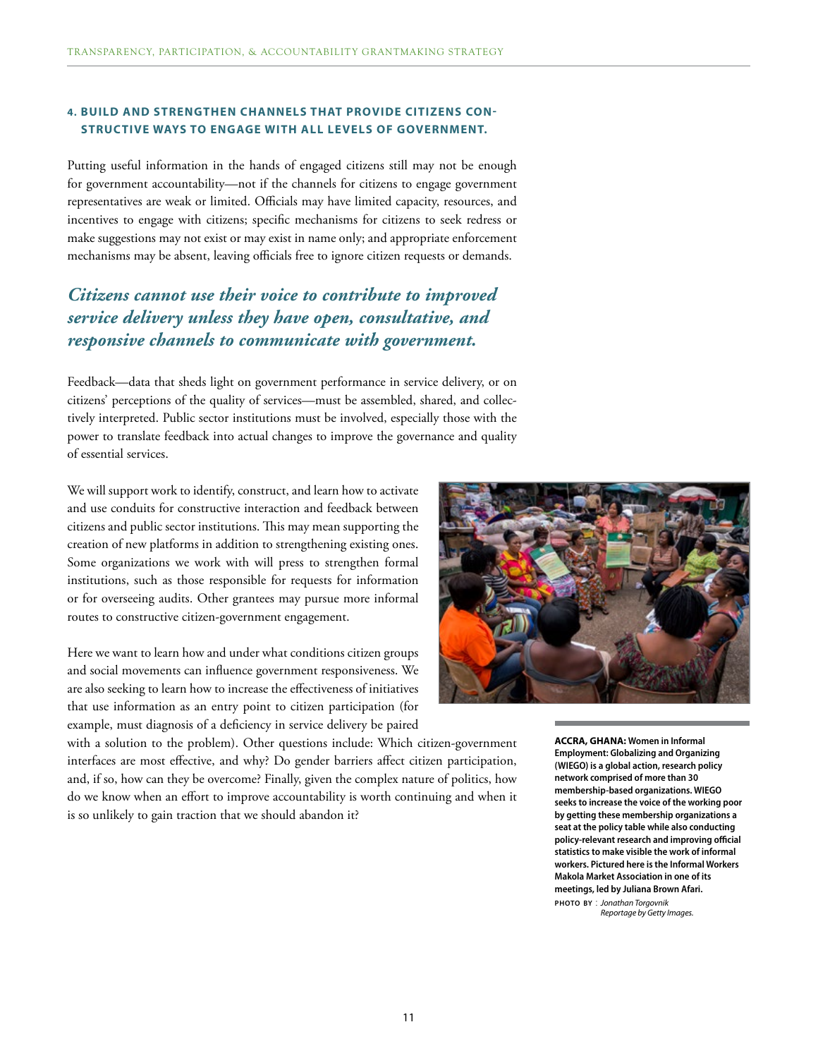#### 4. BUILD AND STRENGTHEN CHANNELS THAT PROVIDE CITIZENS CONSTRUCTIVE WAYS TO ENGAGE WITH ALL LEVELS OF GOVERNMENT.

Putting useful information in the hands of engaged citizens still may not be enough for government accountability—not if the channels for citizens to engage government representatives are weak or limited. Officials may have limited capacity, resources, and incentives to engage with citizens; specific mechanisms for citizens to seek redress or make suggestions may not exist or may exist in name only; and appropriate enforcement mechanisms may be absent, leaving officials free to ignore citizen requests or demands.

***Citizens cannot use their voice to contribute to improved service delivery unless they have open, consultative, and responsive channels to communicate with government.***

Feedback—data that sheds light on government performance in service delivery, or on citizens' perceptions of the quality of services—must be assembled, shared, and collectively interpreted. Public sector institutions must be involved, especially those with the power to translate feedback into actual changes to improve the governance and quality of essential services.

We will support work to identify, construct, and learn how to activate and use conduits for constructive interaction and feedback between citizens and public sector institutions. This may mean supporting the creation of new platforms in addition to strengthening existing ones. Some organizations we work with will press to strengthen formal institutions, such as those responsible for requests for information or for overseeing audits. Other grantees may pursue more informal routes to constructive citizen-government engagement.

Here we want to learn how and under what conditions citizen groups and social movements can influence government responsiveness. We are also seeking to learn how to increase the effectiveness of initiatives that use information as an entry point to citizen participation (for example, must diagnosis of a deficiency in service delivery be paired with a solution to the problem). Other questions include: Which citizen-government interfaces are most effective, and why? Do gender barriers affect citizen participation, and, if so, how can they be overcome? Finally, given the complex nature of politics, how do we know when an effort to improve accountability is worth continuing and when it is so unlikely to gain traction that we should abandon it?

**ACCRA, GHANA: Women in Informal Employment: Globalizing and Organizing (WIEGO) is a global action, research policy network comprised of more than 30 membership-based organizations. WIEGO seeks to increase the voice of the working poor by getting these membership organizations a seat at the policy table while also conducting policy-relevant research and improving official statistics to make visible the work of informal workers. Pictured here is the Informal Workers Makola Market Association in one of its meetings, led by Juliana Brown Afari.**

PHOTO BY: *Jonathan Torgovnik Reportage by Getty Images.*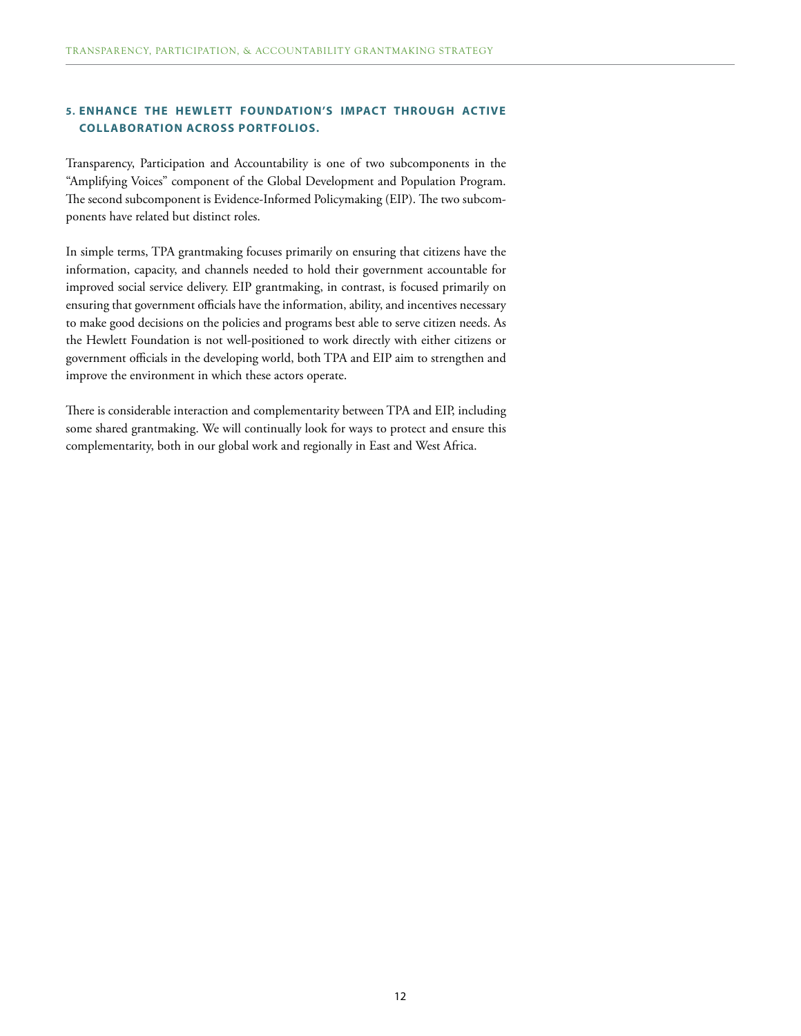### 5. ENHANCE THE HEWLETT FOUNDATION'S IMPACT THROUGH ACTIVE COLLABORATION ACROSS PORTFOLIOS.

Transparency, Participation and Accountability is one of two subcomponents in the "Amplifying Voices" component of the Global Development and Population Program. The second subcomponent is Evidence-Informed Policymaking (EIP). The two subcomponents have related but distinct roles.

In simple terms, TPA grantmaking focuses primarily on ensuring that citizens have the information, capacity, and channels needed to hold their government accountable for improved social service delivery. EIP grantmaking, in contrast, is focused primarily on ensuring that government officials have the information, ability, and incentives necessary to make good decisions on the policies and programs best able to serve citizen needs. As the Hewlett Foundation is not well-positioned to work directly with either citizens or government officials in the developing world, both TPA and EIP aim to strengthen and improve the environment in which these actors operate.

There is considerable interaction and complementarity between TPA and EIP, including some shared grantmaking. We will continually look for ways to protect and ensure this complementarity, both in our global work and regionally in East and West Africa.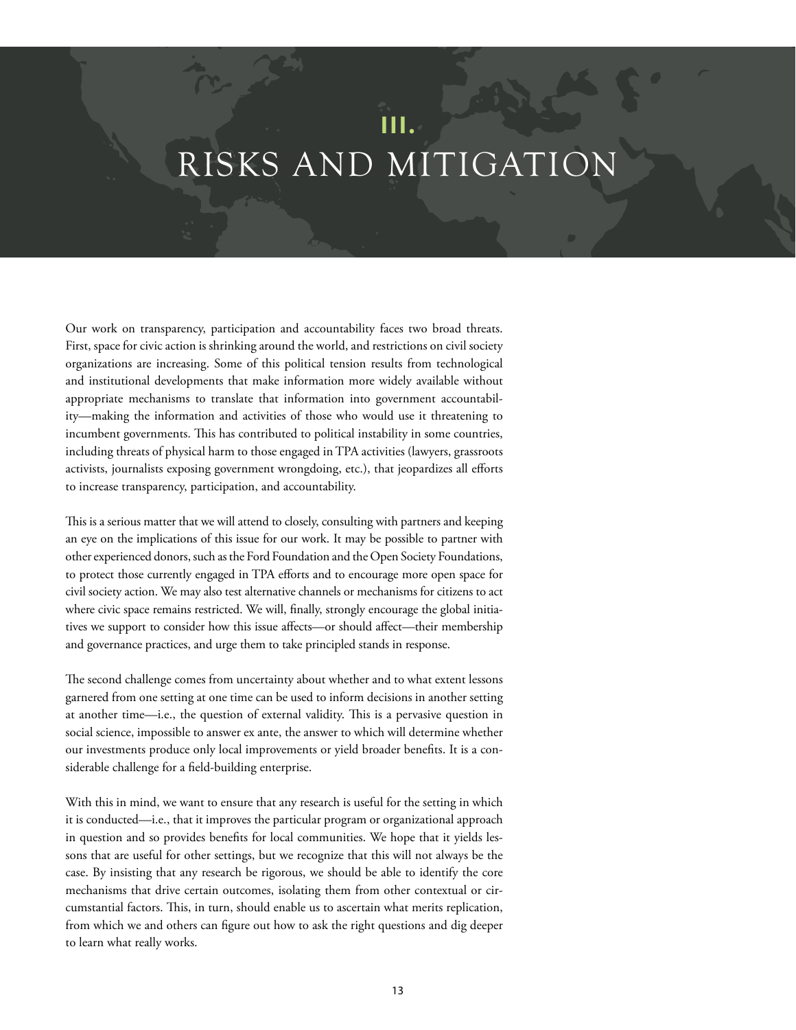# III. RISKS AND MITIGATION

Our work on transparency, participation and accountability faces two broad threats. First, space for civic action is shrinking around the world, and restrictions on civil society organizations are increasing. Some of this political tension results from technological and institutional developments that make information more widely available without appropriate mechanisms to translate that information into government accountability—making the information and activities of those who would use it threatening to incumbent governments. This has contributed to political instability in some countries, including threats of physical harm to those engaged in TPA activities (lawyers, grassroots activists, journalists exposing government wrongdoing, etc.), that jeopardizes all efforts to increase transparency, participation, and accountability.

This is a serious matter that we will attend to closely, consulting with partners and keeping an eye on the implications of this issue for our work. It may be possible to partner with other experienced donors, such as the Ford Foundation and the Open Society Foundations, to protect those currently engaged in TPA efforts and to encourage more open space for civil society action. We may also test alternative channels or mechanisms for citizens to act where civic space remains restricted. We will, finally, strongly encourage the global initiatives we support to consider how this issue affects—or should affect—their membership and governance practices, and urge them to take principled stands in response.

The second challenge comes from uncertainty about whether and to what extent lessons garnered from one setting at one time can be used to inform decisions in another setting at another time—i.e., the question of external validity. This is a pervasive question in social science, impossible to answer ex ante, the answer to which will determine whether our investments produce only local improvements or yield broader benefits. It is a considerable challenge for a field-building enterprise.

With this in mind, we want to ensure that any research is useful for the setting in which it is conducted—i.e., that it improves the particular program or organizational approach in question and so provides benefits for local communities. We hope that it yields lessons that are useful for other settings, but we recognize that this will not always be the case. By insisting that any research be rigorous, we should be able to identify the core mechanisms that drive certain outcomes, isolating them from other contextual or circumstantial factors. This, in turn, should enable us to ascertain what merits replication, from which we and others can figure out how to ask the right questions and dig deeper to learn what really works.